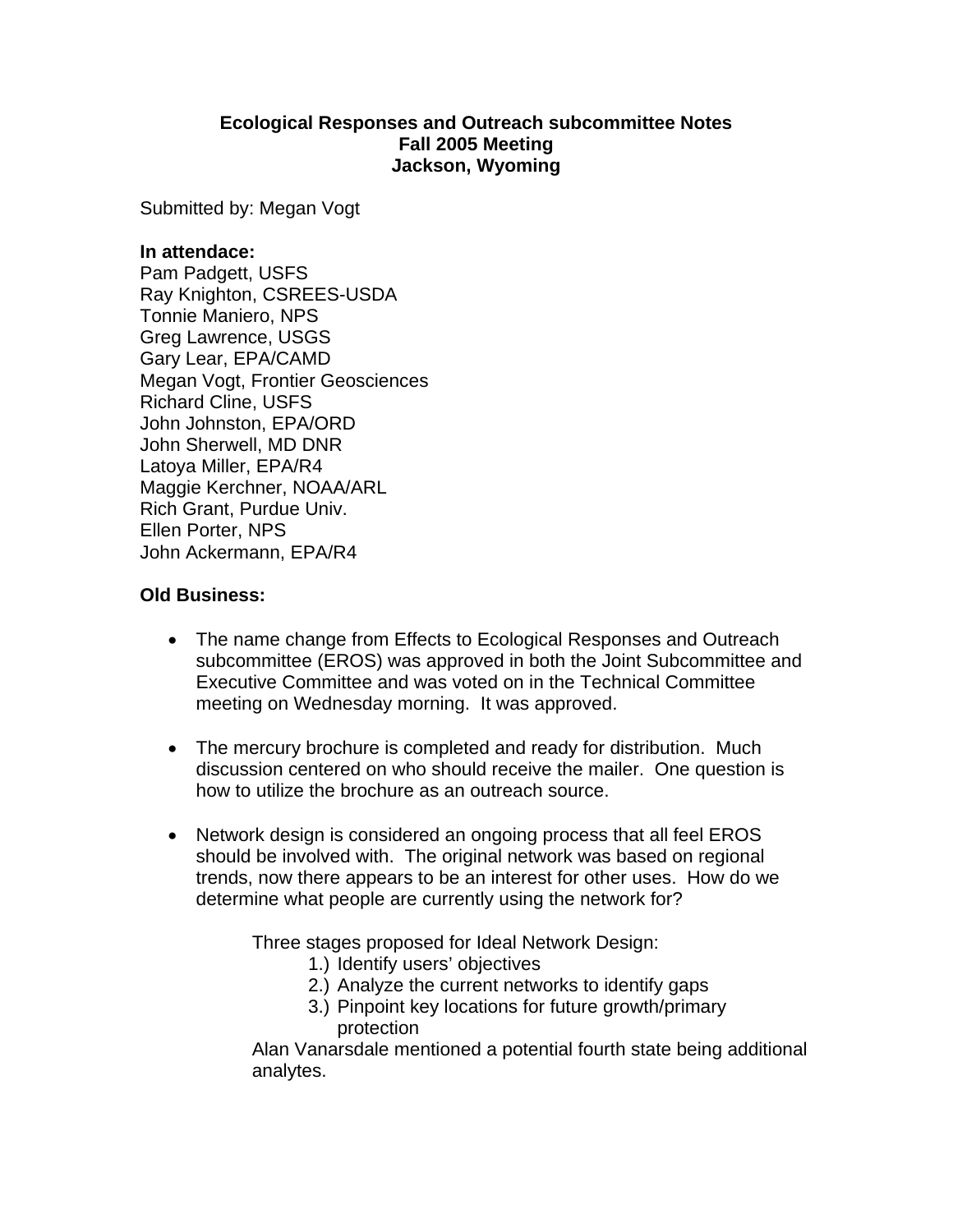# Ecological Responses and Outreach subcommittee Notes
## Fall 2005 Meeting
## Jackson, Wyoming

Submitted by: Megan Vogt

**In attendace:**
Pam Padgett, USFS
Ray Knighton, CSREES-USDA
Tonnie Maniero, NPS
Greg Lawrence, USGS
Gary Lear, EPA/CAMD
Megan Vogt, Frontier Geosciences
Richard Cline, USFS
John Johnston, EPA/ORD
John Sherwell, MD DNR
Latoya Miller, EPA/R4
Maggie Kerchner, NOAA/ARL
Rich Grant, Purdue Univ.
Ellen Porter, NPS
John Ackermann, EPA/R4

**Old Business:**

- The name change from Effects to Ecological Responses and Outreach subcommittee (EROS) was approved in both the Joint Subcommittee and Executive Committee and was voted on in the Technical Committee meeting on Wednesday morning. It was approved.

- The mercury brochure is completed and ready for distribution. Much discussion centered on who should receive the mailer. One question is how to utilize the brochure as an outreach source.

- Network design is considered an ongoing process that all feel EROS should be involved with. The original network was based on regional trends, now there appears to be an interest for other uses. How do we determine what people are currently using the network for?

  Three stages proposed for Ideal Network Design:
  1.) Identify users' objectives
  2.) Analyze the current networks to identify gaps
  3.) Pinpoint key locations for future growth/primary protection

  Alan Vanarsdale mentioned a potential fourth state being additional analytes.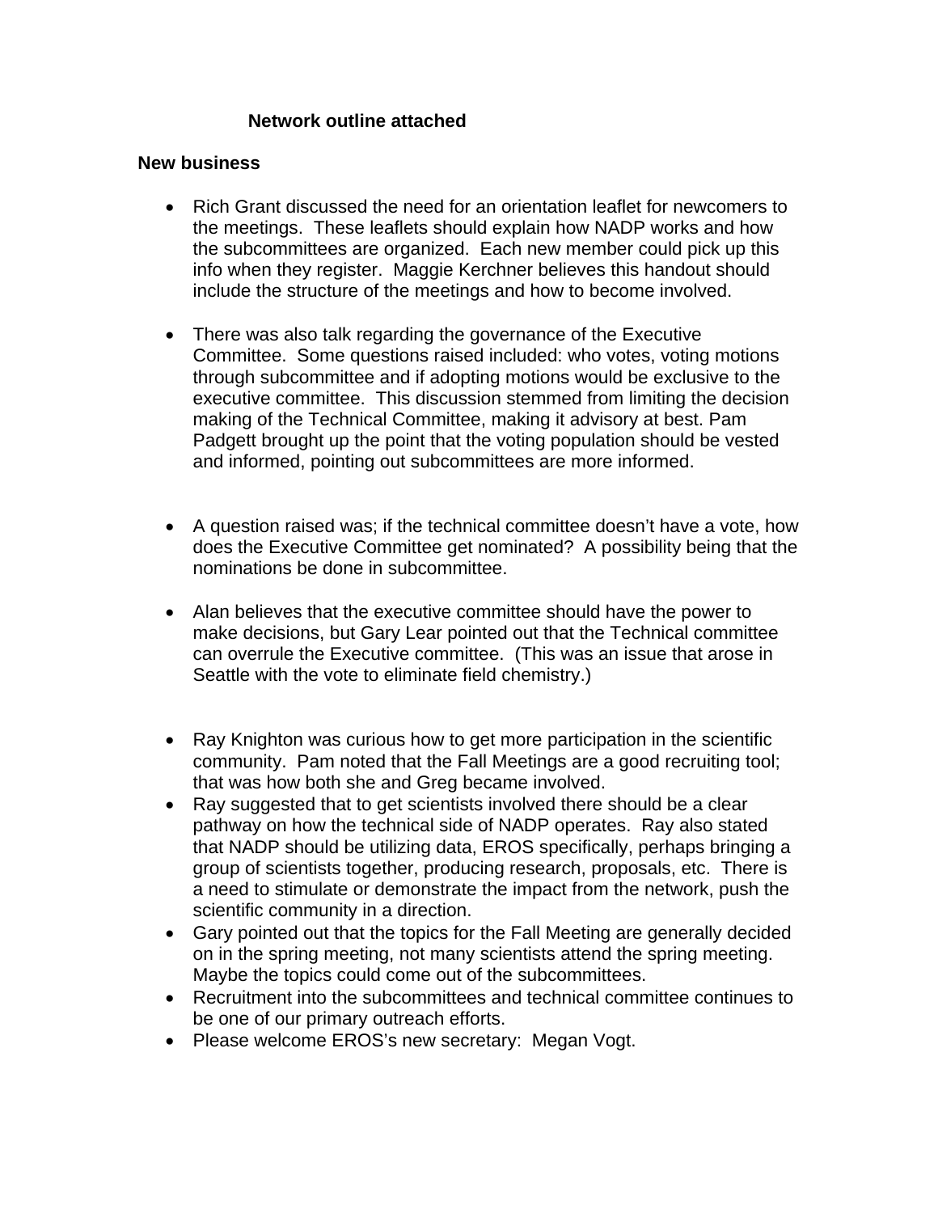**Network outline attached**

**New business**

- Rich Grant discussed the need for an orientation leaflet for newcomers to the meetings. These leaflets should explain how NADP works and how the subcommittees are organized. Each new member could pick up this info when they register. Maggie Kerchner believes this handout should include the structure of the meetings and how to become involved.

- There was also talk regarding the governance of the Executive Committee. Some questions raised included: who votes, voting motions through subcommittee and if adopting motions would be exclusive to the executive committee. This discussion stemmed from limiting the decision making of the Technical Committee, making it advisory at best. Pam Padgett brought up the point that the voting population should be vested and informed, pointing out subcommittees are more informed.

- A question raised was; if the technical committee doesn't have a vote, how does the Executive Committee get nominated? A possibility being that the nominations be done in subcommittee.

- Alan believes that the executive committee should have the power to make decisions, but Gary Lear pointed out that the Technical committee can overrule the Executive committee. (This was an issue that arose in Seattle with the vote to eliminate field chemistry.)

- Ray Knighton was curious how to get more participation in the scientific community. Pam noted that the Fall Meetings are a good recruiting tool; that was how both she and Greg became involved.
- Ray suggested that to get scientists involved there should be a clear pathway on how the technical side of NADP operates. Ray also stated that NADP should be utilizing data, EROS specifically, perhaps bringing a group of scientists together, producing research, proposals, etc. There is a need to stimulate or demonstrate the impact from the network, push the scientific community in a direction.
- Gary pointed out that the topics for the Fall Meeting are generally decided on in the spring meeting, not many scientists attend the spring meeting. Maybe the topics could come out of the subcommittees.
- Recruitment into the subcommittees and technical committee continues to be one of our primary outreach efforts.
- Please welcome EROS's new secretary: Megan Vogt.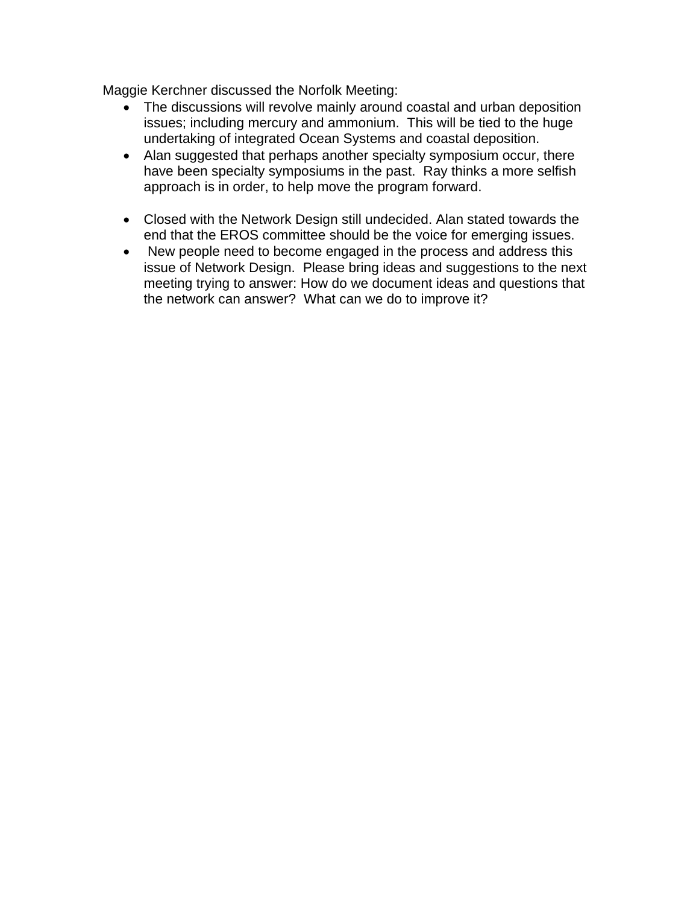Maggie Kerchner discussed the Norfolk Meeting:

- The discussions will revolve mainly around coastal and urban deposition issues; including mercury and ammonium. This will be tied to the huge undertaking of integrated Ocean Systems and coastal deposition.
- Alan suggested that perhaps another specialty symposium occur, there have been specialty symposiums in the past. Ray thinks a more selfish approach is in order, to help move the program forward.

- Closed with the Network Design still undecided. Alan stated towards the end that the EROS committee should be the voice for emerging issues.
- New people need to become engaged in the process and address this issue of Network Design. Please bring ideas and suggestions to the next meeting trying to answer: How do we document ideas and questions that the network can answer? What can we do to improve it?